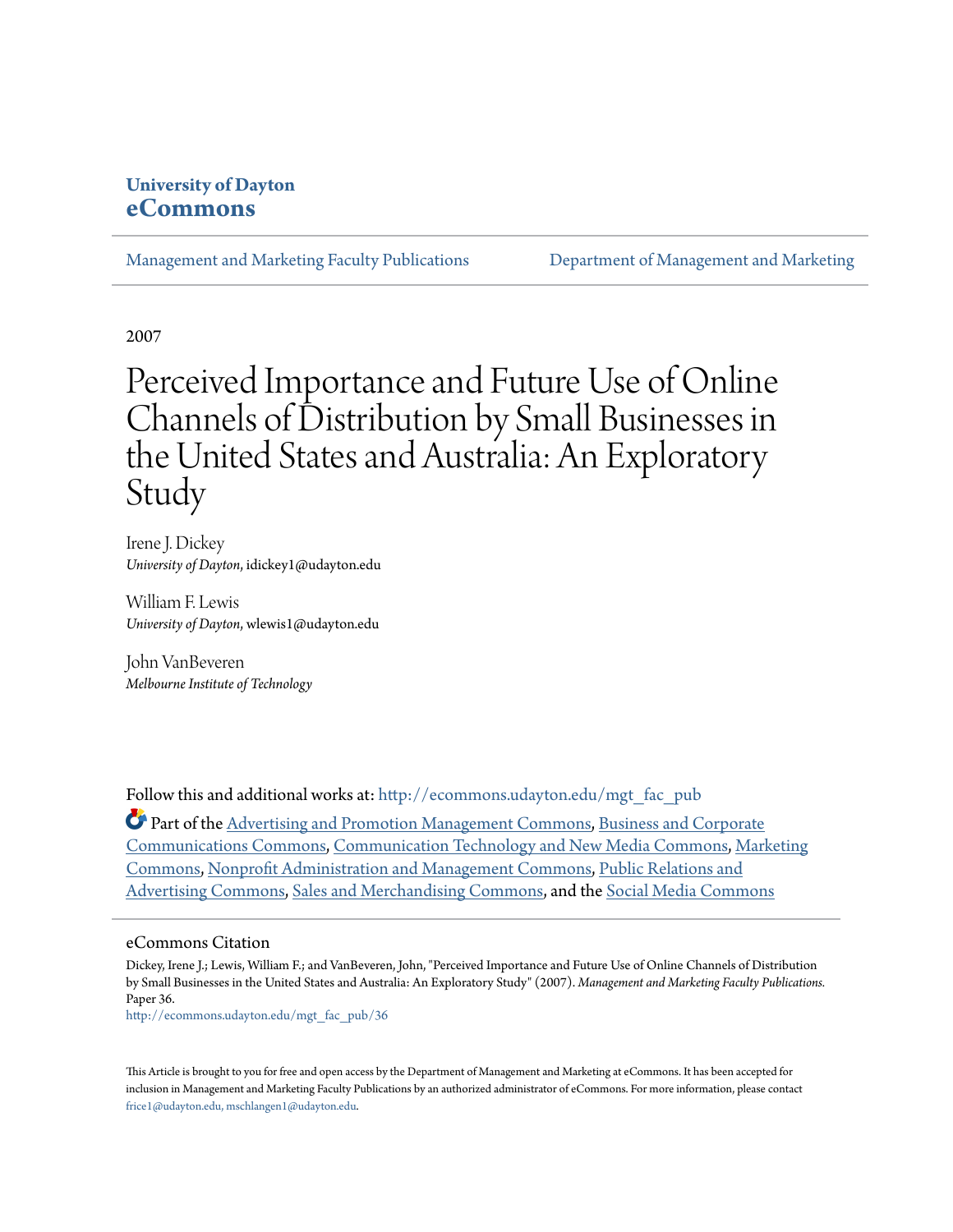**University of Dayton**
**eCommons**

Management and Marketing Faculty Publications | Department of Management and Marketing

2007

# Perceived Importance and Future Use of Online Channels of Distribution by Small Businesses in the United States and Australia: An Exploratory Study

Irene J. Dickey
*University of Dayton*, idickey1@udayton.edu

William F. Lewis
*University of Dayton*, wlewis1@udayton.edu

John VanBeveren
*Melbourne Institute of Technology*

Follow this and additional works at: http://ecommons.udayton.edu/mgt_fac_pub

Part of the Advertising and Promotion Management Commons, Business and Corporate Communications Commons, Communication Technology and New Media Commons, Marketing Commons, Nonprofit Administration and Management Commons, Public Relations and Advertising Commons, Sales and Merchandising Commons, and the Social Media Commons

## eCommons Citation

Dickey, Irene J.; Lewis, William F.; and VanBeveren, John, "Perceived Importance and Future Use of Online Channels of Distribution by Small Businesses in the United States and Australia: An Exploratory Study" (2007). *Management and Marketing Faculty Publications.* Paper 36.
http://ecommons.udayton.edu/mgt_fac_pub/36

This Article is brought to you for free and open access by the Department of Management and Marketing at eCommons. It has been accepted for inclusion in Management and Marketing Faculty Publications by an authorized administrator of eCommons. For more information, please contact frice1@udayton.edu, mschlangen1@udayton.edu.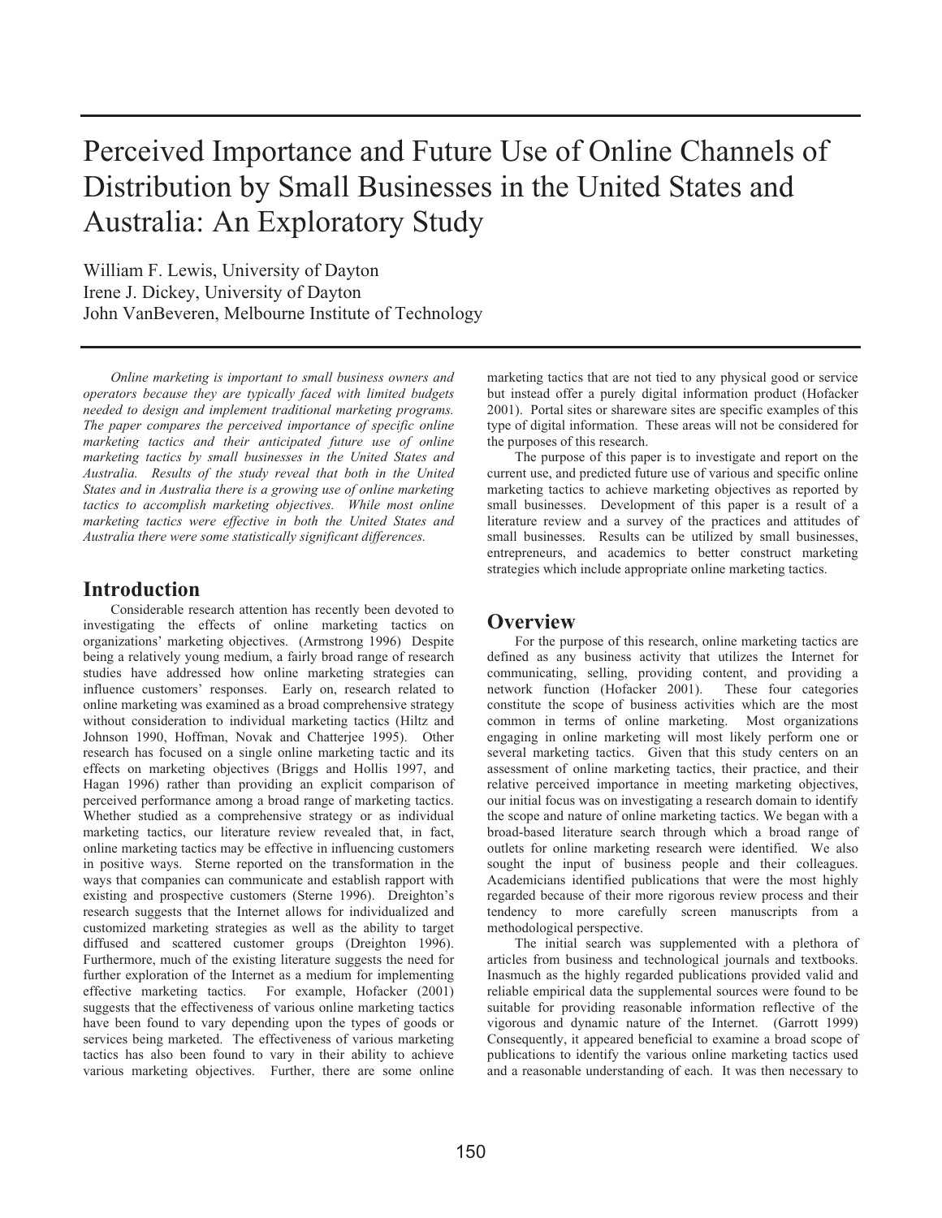# Perceived Importance and Future Use of Online Channels of Distribution by Small Businesses in the United States and Australia: An Exploratory Study

William F. Lewis, University of Dayton
Irene J. Dickey, University of Dayton
John VanBeveren, Melbourne Institute of Technology

*Online marketing is important to small business owners and operators because they are typically faced with limited budgets needed to design and implement traditional marketing programs. The paper compares the perceived importance of specific online marketing tactics and their anticipated future use of online marketing tactics by small businesses in the United States and Australia. Results of the study reveal that both in the United States and in Australia there is a growing use of online marketing tactics to accomplish marketing objectives. While most online marketing tactics were effective in both the United States and Australia there were some statistically significant differences.*

## Introduction

Considerable research attention has recently been devoted to investigating the effects of online marketing tactics on organizations' marketing objectives. (Armstrong 1996) Despite being a relatively young medium, a fairly broad range of research studies have addressed how online marketing strategies can influence customers' responses. Early on, research related to online marketing was examined as a broad comprehensive strategy without consideration to individual marketing tactics (Hiltz and Johnson 1990, Hoffman, Novak and Chatterjee 1995). Other research has focused on a single online marketing tactic and its effects on marketing objectives (Briggs and Hollis 1997, and Hagan 1996) rather than providing an explicit comparison of perceived performance among a broad range of marketing tactics. Whether studied as a comprehensive strategy or as individual marketing tactics, our literature review revealed that, in fact, online marketing tactics may be effective in influencing customers in positive ways. Sterne reported on the transformation in the ways that companies can communicate and establish rapport with existing and prospective customers (Sterne 1996). Dreighton's research suggests that the Internet allows for individualized and customized marketing strategies as well as the ability to target diffused and scattered customer groups (Dreighton 1996). Furthermore, much of the existing literature suggests the need for further exploration of the Internet as a medium for implementing effective marketing tactics. For example, Hofacker (2001) suggests that the effectiveness of various online marketing tactics have been found to vary depending upon the types of goods or services being marketed. The effectiveness of various marketing tactics has also been found to vary in their ability to achieve various marketing objectives. Further, there are some online marketing tactics that are not tied to any physical good or service but instead offer a purely digital information product (Hofacker 2001). Portal sites or shareware sites are specific examples of this type of digital information. These areas will not be considered for the purposes of this research.

The purpose of this paper is to investigate and report on the current use, and predicted future use of various and specific online marketing tactics to achieve marketing objectives as reported by small businesses. Development of this paper is a result of a literature review and a survey of the practices and attitudes of small businesses. Results can be utilized by small businesses, entrepreneurs, and academics to better construct marketing strategies which include appropriate online marketing tactics.

## Overview

For the purpose of this research, online marketing tactics are defined as any business activity that utilizes the Internet for communicating, selling, providing content, and providing a network function (Hofacker 2001). These four categories constitute the scope of business activities which are the most common in terms of online marketing. Most organizations engaging in online marketing will most likely perform one or several marketing tactics. Given that this study centers on an assessment of online marketing tactics, their practice, and their relative perceived importance in meeting marketing objectives, our initial focus was on investigating a research domain to identify the scope and nature of online marketing tactics. We began with a broad-based literature search through which a broad range of outlets for online marketing research were identified. We also sought the input of business people and their colleagues. Academicians identified publications that were the most highly regarded because of their more rigorous review process and their tendency to more carefully screen manuscripts from a methodological perspective.

The initial search was supplemented with a plethora of articles from business and technological journals and textbooks. Inasmuch as the highly regarded publications provided valid and reliable empirical data the supplemental sources were found to be suitable for providing reasonable information reflective of the vigorous and dynamic nature of the Internet. (Garrott 1999) Consequently, it appeared beneficial to examine a broad scope of publications to identify the various online marketing tactics used and a reasonable understanding of each. It was then necessary to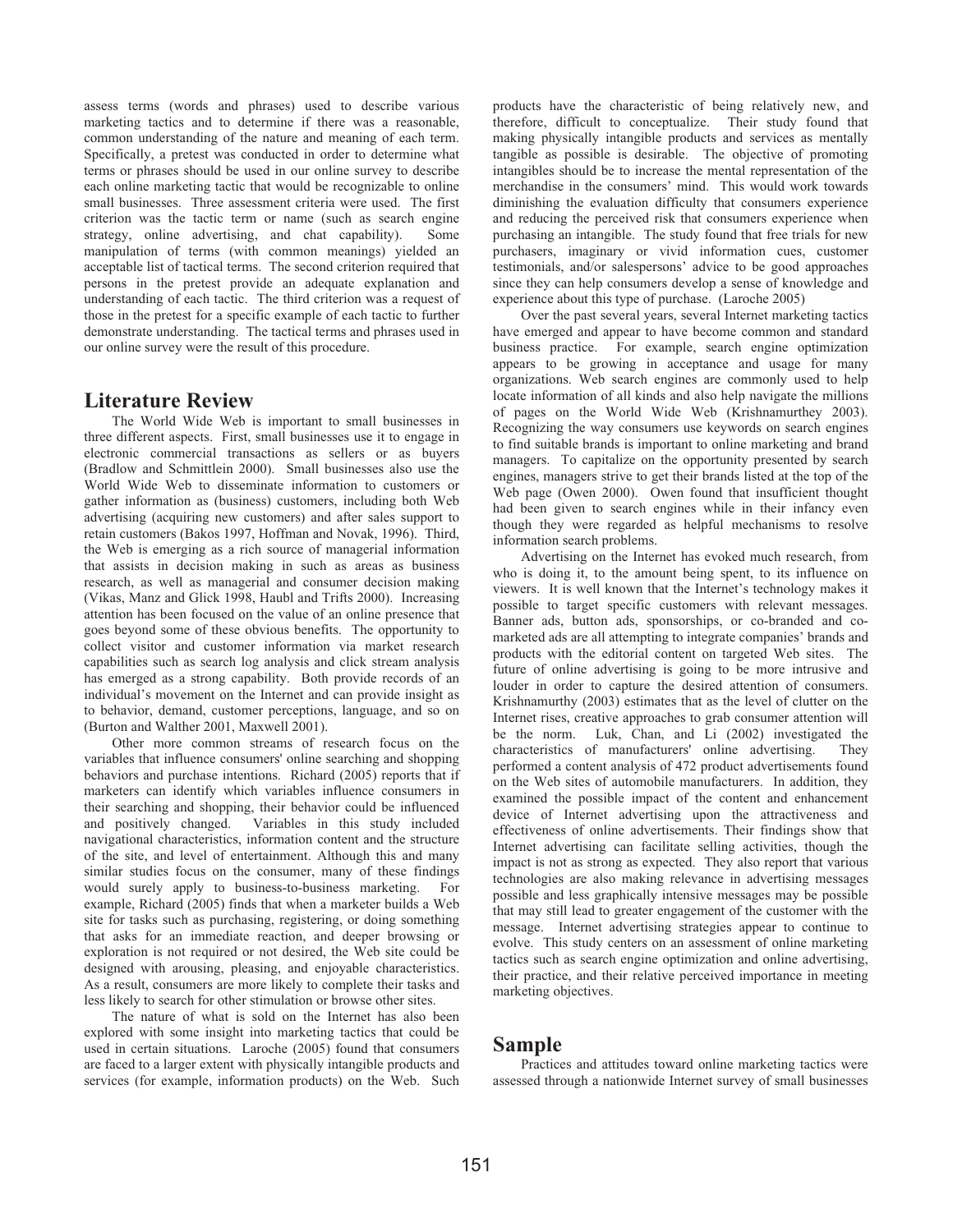assess terms (words and phrases) used to describe various marketing tactics and to determine if there was a reasonable, common understanding of the nature and meaning of each term. Specifically, a pretest was conducted in order to determine what terms or phrases should be used in our online survey to describe each online marketing tactic that would be recognizable to online small businesses. Three assessment criteria were used. The first criterion was the tactic term or name (such as search engine strategy, online advertising, and chat capability). Some manipulation of terms (with common meanings) yielded an acceptable list of tactical terms. The second criterion required that persons in the pretest provide an adequate explanation and understanding of each tactic. The third criterion was a request of those in the pretest for a specific example of each tactic to further demonstrate understanding. The tactical terms and phrases used in our online survey were the result of this procedure.

## Literature Review

The World Wide Web is important to small businesses in three different aspects. First, small businesses use it to engage in electronic commercial transactions as sellers or as buyers (Bradlow and Schmittlein 2000). Small businesses also use the World Wide Web to disseminate information to customers or gather information as (business) customers, including both Web advertising (acquiring new customers) and after sales support to retain customers (Bakos 1997, Hoffman and Novak, 1996). Third, the Web is emerging as a rich source of managerial information that assists in decision making in such as areas as business research, as well as managerial and consumer decision making (Vikas, Manz and Glick 1998, Haubl and Trifts 2000). Increasing attention has been focused on the value of an online presence that goes beyond some of these obvious benefits. The opportunity to collect visitor and customer information via market research capabilities such as search log analysis and click stream analysis has emerged as a strong capability. Both provide records of an individual's movement on the Internet and can provide insight as to behavior, demand, customer perceptions, language, and so on (Burton and Walther 2001, Maxwell 2001).

Other more common streams of research focus on the variables that influence consumers' online searching and shopping behaviors and purchase intentions. Richard (2005) reports that if marketers can identify which variables influence consumers in their searching and shopping, their behavior could be influenced and positively changed. Variables in this study included navigational characteristics, information content and the structure of the site, and level of entertainment. Although this and many similar studies focus on the consumer, many of these findings would surely apply to business-to-business marketing. For example, Richard (2005) finds that when a marketer builds a Web site for tasks such as purchasing, registering, or doing something that asks for an immediate reaction, and deeper browsing or exploration is not required or not desired, the Web site could be designed with arousing, pleasing, and enjoyable characteristics. As a result, consumers are more likely to complete their tasks and less likely to search for other stimulation or browse other sites.

The nature of what is sold on the Internet has also been explored with some insight into marketing tactics that could be used in certain situations. Laroche (2005) found that consumers are faced to a larger extent with physically intangible products and services (for example, information products) on the Web. Such products have the characteristic of being relatively new, and therefore, difficult to conceptualize. Their study found that making physically intangible products and services as mentally tangible as possible is desirable. The objective of promoting intangibles should be to increase the mental representation of the merchandise in the consumers' mind. This would work towards diminishing the evaluation difficulty that consumers experience and reducing the perceived risk that consumers experience when purchasing an intangible. The study found that free trials for new purchasers, imaginary or vivid information cues, customer testimonials, and/or salespersons' advice to be good approaches since they can help consumers develop a sense of knowledge and experience about this type of purchase. (Laroche 2005)

Over the past several years, several Internet marketing tactics have emerged and appear to have become common and standard business practice. For example, search engine optimization appears to be growing in acceptance and usage for many organizations. Web search engines are commonly used to help locate information of all kinds and also help navigate the millions of pages on the World Wide Web (Krishnamurthey 2003). Recognizing the way consumers use keywords on search engines to find suitable brands is important to online marketing and brand managers. To capitalize on the opportunity presented by search engines, managers strive to get their brands listed at the top of the Web page (Owen 2000). Owen found that insufficient thought had been given to search engines while in their infancy even though they were regarded as helpful mechanisms to resolve information search problems.

Advertising on the Internet has evoked much research, from who is doing it, to the amount being spent, to its influence on viewers. It is well known that the Internet's technology makes it possible to target specific customers with relevant messages. Banner ads, button ads, sponsorships, or co-branded and co-marketed ads are all attempting to integrate companies' brands and products with the editorial content on targeted Web sites. The future of online advertising is going to be more intrusive and louder in order to capture the desired attention of consumers. Krishnamurthy (2003) estimates that as the level of clutter on the Internet rises, creative approaches to grab consumer attention will be the norm. Luk, Chan, and Li (2002) investigated the characteristics of manufacturers' online advertising. They performed a content analysis of 472 product advertisements found on the Web sites of automobile manufacturers. In addition, they examined the possible impact of the content and enhancement device of Internet advertising upon the attractiveness and effectiveness of online advertisements. Their findings show that Internet advertising can facilitate selling activities, though the impact is not as strong as expected. They also report that various technologies are also making relevance in advertising messages possible and less graphically intensive messages may be possible that may still lead to greater engagement of the customer with the message. Internet advertising strategies appear to continue to evolve. This study centers on an assessment of online marketing tactics such as search engine optimization and online advertising, their practice, and their relative perceived importance in meeting marketing objectives.

## Sample

Practices and attitudes toward online marketing tactics were assessed through a nationwide Internet survey of small businesses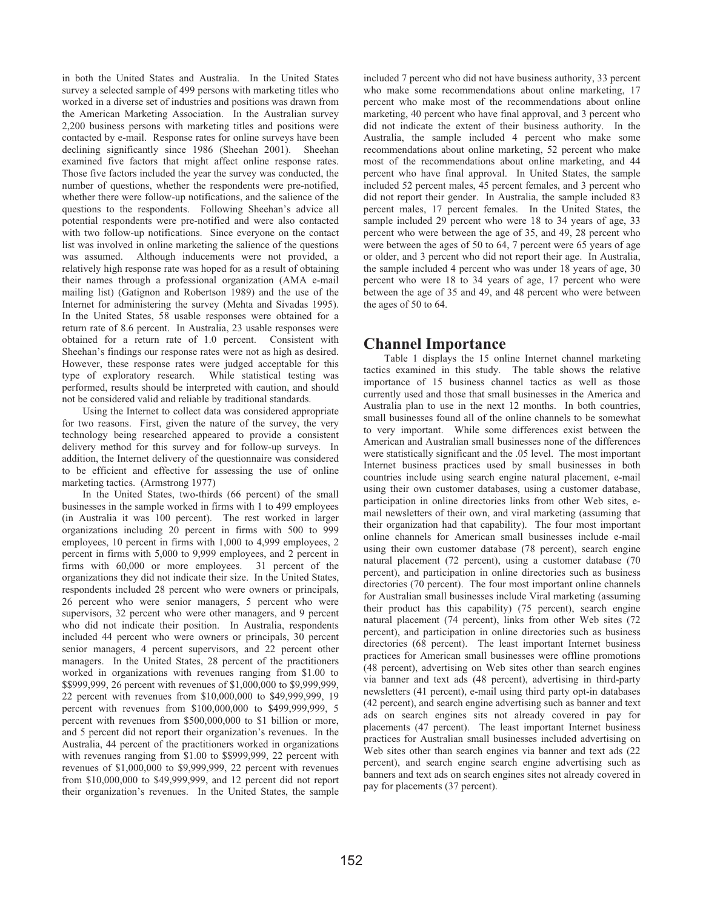in both the United States and Australia. In the United States survey a selected sample of 499 persons with marketing titles who worked in a diverse set of industries and positions was drawn from the American Marketing Association. In the Australian survey 2,200 business persons with marketing titles and positions were contacted by e-mail. Response rates for online surveys have been declining significantly since 1986 (Sheehan 2001). Sheehan examined five factors that might affect online response rates. Those five factors included the year the survey was conducted, the number of questions, whether the respondents were pre-notified, whether there were follow-up notifications, and the salience of the questions to the respondents. Following Sheehan's advice all potential respondents were pre-notified and were also contacted with two follow-up notifications. Since everyone on the contact list was involved in online marketing the salience of the questions was assumed. Although inducements were not provided, a relatively high response rate was hoped for as a result of obtaining their names through a professional organization (AMA e-mail mailing list) (Gatignon and Robertson 1989) and the use of the Internet for administering the survey (Mehta and Sivadas 1995). In the United States, 58 usable responses were obtained for a return rate of 8.6 percent. In Australia, 23 usable responses were obtained for a return rate of 1.0 percent. Consistent with Sheehan's findings our response rates were not as high as desired. However, these response rates were judged acceptable for this type of exploratory research. While statistical testing was performed, results should be interpreted with caution, and should not be considered valid and reliable by traditional standards.

Using the Internet to collect data was considered appropriate for two reasons. First, given the nature of the survey, the very technology being researched appeared to provide a consistent delivery method for this survey and for follow-up surveys. In addition, the Internet delivery of the questionnaire was considered to be efficient and effective for assessing the use of online marketing tactics. (Armstrong 1977)

In the United States, two-thirds (66 percent) of the small businesses in the sample worked in firms with 1 to 499 employees (in Australia it was 100 percent). The rest worked in larger organizations including 20 percent in firms with 500 to 999 employees, 10 percent in firms with 1,000 to 4,999 employees, 2 percent in firms with 5,000 to 9,999 employees, and 2 percent in firms with 60,000 or more employees. 31 percent of the organizations they did not indicate their size. In the United States, respondents included 28 percent who were owners or principals, 26 percent who were senior managers, 5 percent who were supervisors, 32 percent who were other managers, and 9 percent who did not indicate their position. In Australia, respondents included 44 percent who were owners or principals, 30 percent senior managers, 4 percent supervisors, and 22 percent other managers. In the United States, 28 percent of the practitioners worked in organizations with revenues ranging from $1.00 to $$999,999, 26 percent with revenues of $1,000,000 to $9,999,999, 22 percent with revenues from $10,000,000 to $49,999,999, 19 percent with revenues from $100,000,000 to $499,999,999, 5 percent with revenues from $500,000,000 to $1 billion or more, and 5 percent did not report their organization's revenues. In the Australia, 44 percent of the practitioners worked in organizations with revenues ranging from $1.00 to $$999,999, 22 percent with revenues of $1,000,000 to $9,999,999, 22 percent with revenues from $10,000,000 to $49,999,999, and 12 percent did not report their organization's revenues. In the United States, the sample included 7 percent who did not have business authority, 33 percent who make some recommendations about online marketing, 17 percent who make most of the recommendations about online marketing, 40 percent who have final approval, and 3 percent who did not indicate the extent of their business authority. In the Australia, the sample included 4 percent who make some recommendations about online marketing, 52 percent who make most of the recommendations about online marketing, and 44 percent who have final approval. In United States, the sample included 52 percent males, 45 percent females, and 3 percent who did not report their gender. In Australia, the sample included 83 percent males, 17 percent females. In the United States, the sample included 29 percent who were 18 to 34 years of age, 33 percent who were between the age of 35, and 49, 28 percent who were between the ages of 50 to 64, 7 percent were 65 years of age or older, and 3 percent who did not report their age. In Australia, the sample included 4 percent who was under 18 years of age, 30 percent who were 18 to 34 years of age, 17 percent who were between the age of 35 and 49, and 48 percent who were between the ages of 50 to 64.

## Channel Importance

Table 1 displays the 15 online Internet channel marketing tactics examined in this study. The table shows the relative importance of 15 business channel tactics as well as those currently used and those that small businesses in the America and Australia plan to use in the next 12 months. In both countries, small businesses found all of the online channels to be somewhat to very important. While some differences exist between the American and Australian small businesses none of the differences were statistically significant and the .05 level. The most important Internet business practices used by small businesses in both countries include using search engine natural placement, e-mail using their own customer databases, using a customer database, participation in online directories links from other Web sites, e-mail newsletters of their own, and viral marketing (assuming that their organization had that capability). The four most important online channels for American small businesses include e-mail using their own customer database (78 percent), search engine natural placement (72 percent), using a customer database (70 percent), and participation in online directories such as business directories (70 percent). The four most important online channels for Australian small businesses include Viral marketing (assuming their product has this capability) (75 percent), search engine natural placement (74 percent), links from other Web sites (72 percent), and participation in online directories such as business directories (68 percent). The least important Internet business practices for American small businesses were offline promotions (48 percent), advertising on Web sites other than search engines via banner and text ads (48 percent), advertising in third-party newsletters (41 percent), e-mail using third party opt-in databases (42 percent), and search engine advertising such as banner and text ads on search engines sits not already covered in pay for placements (47 percent). The least important Internet business practices for Australian small businesses included advertising on Web sites other than search engines via banner and text ads (22 percent), and search engine search engine advertising such as banners and text ads on search engines sites not already covered in pay for placements (37 percent).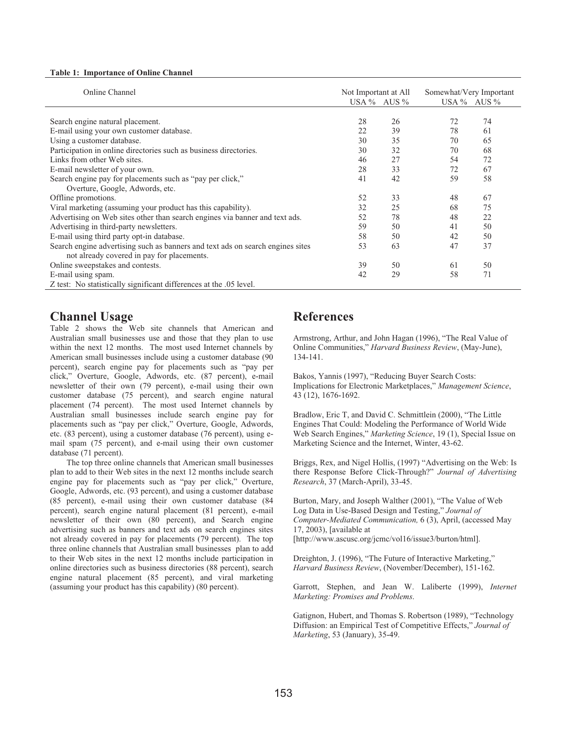**Table 1: Importance of Online Channel**

| Online Channel | Not Important at All | | Somewhat/Very Important | |
|---|---|---|---|---|
| | USA % | AUS % | USA % | AUS % |
| Search engine natural placement. | 28 | 26 | 72 | 74 |
| E-mail using your own customer database. | 22 | 39 | 78 | 61 |
| Using a customer database. | 30 | 35 | 70 | 65 |
| Participation in online directories such as business directories. | 30 | 32 | 70 | 68 |
| Links from other Web sites. | 46 | 27 | 54 | 72 |
| E-mail newsletter of your own. | 28 | 33 | 72 | 67 |
| Search engine pay for placements such as "pay per click," Overture, Google, Adwords, etc. | 41 | 42 | 59 | 58 |
| Offline promotions. | 52 | 33 | 48 | 67 |
| Viral marketing (assuming your product has this capability). | 32 | 25 | 68 | 75 |
| Advertising on Web sites other than search engines via banner and text ads. | 52 | 78 | 48 | 22 |
| Advertising in third-party newsletters. | 59 | 50 | 41 | 50 |
| E-mail using third party opt-in database. | 58 | 50 | 42 | 50 |
| Search engine advertising such as banners and text ads on search engines sites not already covered in pay for placements. | 53 | 63 | 47 | 37 |
| Online sweepstakes and contests. | 39 | 50 | 61 | 50 |
| E-mail using spam. | 42 | 29 | 58 | 71 |

Z test: No statistically significant differences at the .05 level.

## Channel Usage

Table 2 shows the Web site channels that American and Australian small businesses use and those that they plan to use within the next 12 months. The most used Internet channels by American small businesses include using a customer database (90 percent), search engine pay for placements such as "pay per click," Overture, Google, Adwords, etc. (87 percent), e-mail newsletter of their own (79 percent), e-mail using their own customer database (75 percent), and search engine natural placement (74 percent). The most used Internet channels by Australian small businesses include search engine pay for placements such as "pay per click," Overture, Google, Adwords, etc. (83 percent), using a customer database (76 percent), using e-mail spam (75 percent), and e-mail using their own customer database (71 percent).

The top three online channels that American small businesses plan to add to their Web sites in the next 12 months include search engine pay for placements such as "pay per click," Overture, Google, Adwords, etc. (93 percent), and using a customer database (85 percent), e-mail using their own customer database (84 percent), search engine natural placement (81 percent), e-mail newsletter of their own (80 percent), and Search engine advertising such as banners and text ads on search engines sites not already covered in pay for placements (79 percent). The top three online channels that Australian small businesses plan to add to their Web sites in the next 12 months include participation in online directories such as business directories (88 percent), search engine natural placement (85 percent), and viral marketing (assuming your product has this capability) (80 percent).

## References

Armstrong, Arthur, and John Hagan (1996), "The Real Value of Online Communities," *Harvard Business Review*, (May-June), 134-141.

Bakos, Yannis (1997), "Reducing Buyer Search Costs: Implications for Electronic Marketplaces," *Management Science*, 43 (12), 1676-1692.

Bradlow, Eric T, and David C. Schmittlein (2000), "The Little Engines That Could: Modeling the Performance of World Wide Web Search Engines," *Marketing Science*, 19 (1), Special Issue on Marketing Science and the Internet, Winter, 43-62.

Briggs, Rex, and Nigel Hollis, (1997) "Advertising on the Web: Is there Response Before Click-Through?" *Journal of Advertising Research*, 37 (March-April), 33-45.

Burton, Mary, and Joseph Walther (2001), "The Value of Web Log Data in Use-Based Design and Testing," *Journal of Computer-Mediated Communication,* 6 (3), April, (accessed May 17, 2003), [available at [http://www.ascusc.org/jcmc/vol16/issue3/burton/html].

Dreighton, J. (1996), "The Future of Interactive Marketing," *Harvard Business Review*, (November/December), 151-162.

Garrott, Stephen, and Jean W. Laliberte (1999), *Internet Marketing: Promises and Problems.*

Gatignon, Hubert, and Thomas S. Robertson (1989), "Technology Diffusion: an Empirical Test of Competitive Effects," *Journal of Marketing*, 53 (January), 35-49.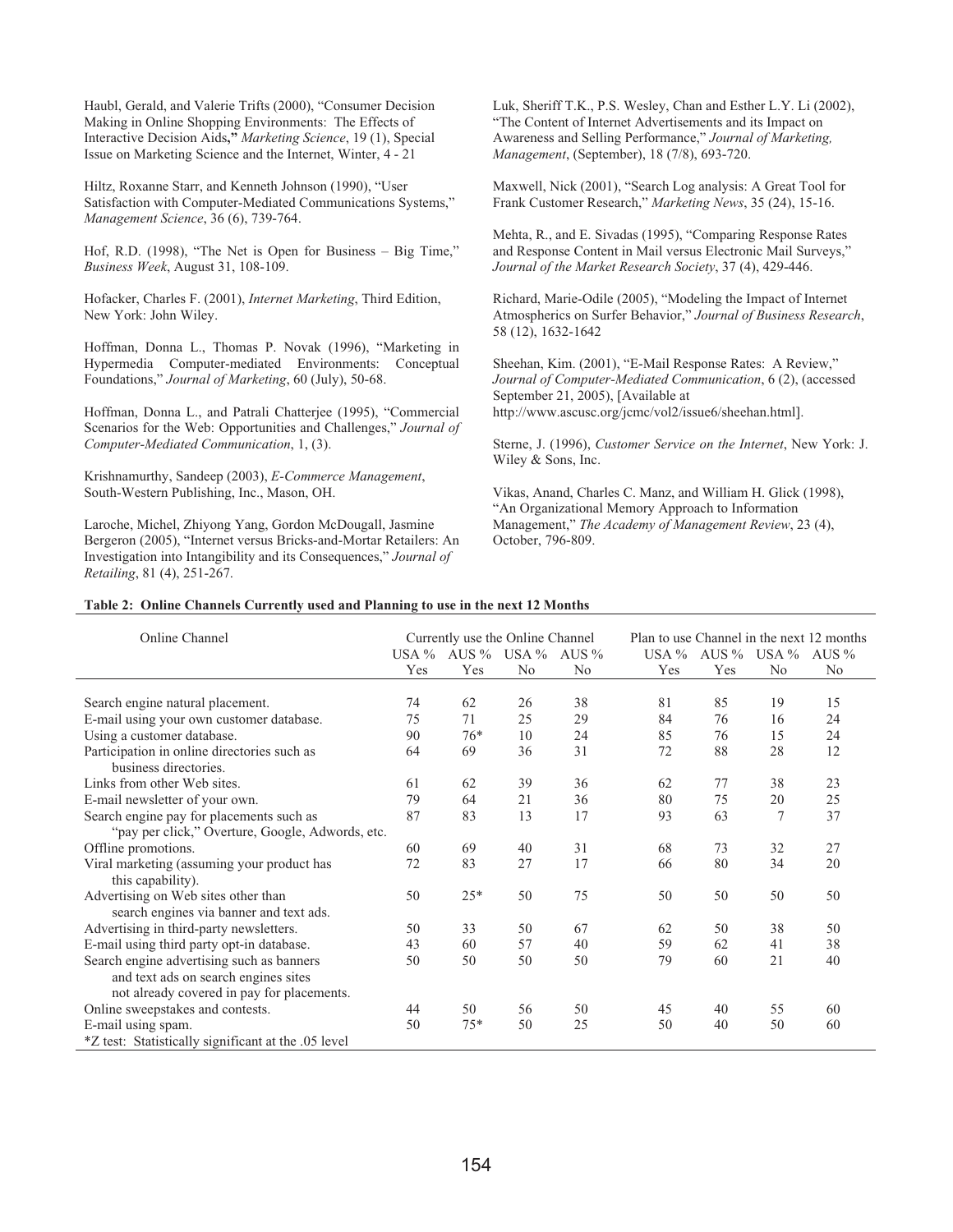Haubl, Gerald, and Valerie Trifts (2000), "Consumer Decision Making in Online Shopping Environments: The Effects of Interactive Decision Aids**,"** *Marketing Science*, 19 (1), Special Issue on Marketing Science and the Internet, Winter, 4 - 21

Hiltz, Roxanne Starr, and Kenneth Johnson (1990), "User Satisfaction with Computer-Mediated Communications Systems," *Management Science*, 36 (6), 739-764.

Hof, R.D. (1998), "The Net is Open for Business – Big Time," *Business Week*, August 31, 108-109.

Hofacker, Charles F. (2001), *Internet Marketing*, Third Edition, New York: John Wiley.

Hoffman, Donna L., Thomas P. Novak (1996), "Marketing in Hypermedia Computer-mediated Environments: Conceptual Foundations," *Journal of Marketing*, 60 (July), 50-68.

Hoffman, Donna L., and Patrali Chatterjee (1995), "Commercial Scenarios for the Web: Opportunities and Challenges," *Journal of Computer-Mediated Communication*, 1, (3).

Krishnamurthy, Sandeep (2003), *E-Commerce Management*, South-Western Publishing, Inc., Mason, OH.

Laroche, Michel, Zhiyong Yang, Gordon McDougall, Jasmine Bergeron (2005), "Internet versus Bricks-and-Mortar Retailers: An Investigation into Intangibility and its Consequences," *Journal of Retailing*, 81 (4), 251-267.

Luk, Sheriff T.K., P.S. Wesley, Chan and Esther L.Y. Li (2002), "The Content of Internet Advertisements and its Impact on Awareness and Selling Performance," *Journal of Marketing, Management*, (September), 18 (7/8), 693-720.

Maxwell, Nick (2001), "Search Log analysis: A Great Tool for Frank Customer Research," *Marketing News*, 35 (24), 15-16.

Mehta, R., and E. Sivadas (1995), "Comparing Response Rates and Response Content in Mail versus Electronic Mail Surveys," *Journal of the Market Research Society*, 37 (4), 429-446.

Richard, Marie-Odile (2005), "Modeling the Impact of Internet Atmospherics on Surfer Behavior," *Journal of Business Research*, 58 (12), 1632-1642

Sheehan, Kim. (2001), "E-Mail Response Rates: A Review," *Journal of Computer-Mediated Communication*, 6 (2), (accessed September 21, 2005), [Available at http://www.ascusc.org/jcmc/vol2/issue6/sheehan.html].

Sterne, J. (1996), *Customer Service on the Internet*, New York: J. Wiley & Sons, Inc.

Vikas, Anand, Charles C. Manz, and William H. Glick (1998), "An Organizational Memory Approach to Information Management," *The Academy of Management Review*, 23 (4), October, 796-809.

**Table 2: Online Channels Currently used and Planning to use in the next 12 Months**

| Online Channel | Currently use the Online Channel | | | | Plan to use Channel in the next 12 months | | | |
|---|---|---|---|---|---|---|---|---|
| | USA % Yes | AUS % Yes | USA % No | AUS % No | USA % Yes | AUS % Yes | USA % No | AUS % No |
| Search engine natural placement. | 74 | 62 | 26 | 38 | 81 | 85 | 19 | 15 |
| E-mail using your own customer database. | 75 | 71 | 25 | 29 | 84 | 76 | 16 | 24 |
| Using a customer database. | 90 | 76* | 10 | 24 | 85 | 76 | 15 | 24 |
| Participation in online directories such as business directories. | 64 | 69 | 36 | 31 | 72 | 88 | 28 | 12 |
| Links from other Web sites. | 61 | 62 | 39 | 36 | 62 | 77 | 38 | 23 |
| E-mail newsletter of your own. | 79 | 64 | 21 | 36 | 80 | 75 | 20 | 25 |
| Search engine pay for placements such as "pay per click," Overture, Google, Adwords, etc. | 87 | 83 | 13 | 17 | 93 | 63 | 7 | 37 |
| Offline promotions. | 60 | 69 | 40 | 31 | 68 | 73 | 32 | 27 |
| Viral marketing (assuming your product has this capability). | 72 | 83 | 27 | 17 | 66 | 80 | 34 | 20 |
| Advertising on Web sites other than search engines via banner and text ads. | 50 | 25* | 50 | 75 | 50 | 50 | 50 | 50 |
| Advertising in third-party newsletters. | 50 | 33 | 50 | 67 | 62 | 50 | 38 | 50 |
| E-mail using third party opt-in database. | 43 | 60 | 57 | 40 | 59 | 62 | 41 | 38 |
| Search engine advertising such as banners and text ads on search engines sites not already covered in pay for placements. | 50 | 50 | 50 | 50 | 79 | 60 | 21 | 40 |
| Online sweepstakes and contests. | 44 | 50 | 56 | 50 | 45 | 40 | 55 | 60 |
| E-mail using spam. | 50 | 75* | 50 | 25 | 50 | 40 | 50 | 60 |

*Z test: Statistically significant at the .05 level